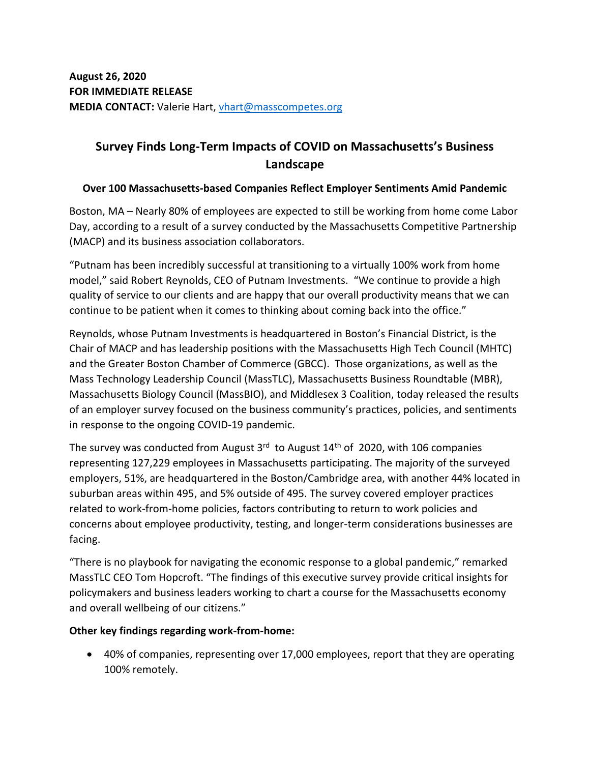**August 26, 2020**
**FOR IMMEDIATE RELEASE**
**MEDIA CONTACT:** Valerie Hart, vhart@masscompetes.org

# Survey Finds Long-Term Impacts of COVID on Massachusetts's Business Landscape

### Over 100 Massachusetts-based Companies Reflect Employer Sentiments Amid Pandemic

Boston, MA – Nearly 80% of employees are expected to still be working from home come Labor Day, according to a result of a survey conducted by the Massachusetts Competitive Partnership (MACP) and its business association collaborators.

"Putnam has been incredibly successful at transitioning to a virtually 100% work from home model," said Robert Reynolds, CEO of Putnam Investments. "We continue to provide a high quality of service to our clients and are happy that our overall productivity means that we can continue to be patient when it comes to thinking about coming back into the office."

Reynolds, whose Putnam Investments is headquartered in Boston's Financial District, is the Chair of MACP and has leadership positions with the Massachusetts High Tech Council (MHTC) and the Greater Boston Chamber of Commerce (GBCC). Those organizations, as well as the Mass Technology Leadership Council (MassTLC), Massachusetts Business Roundtable (MBR), Massachusetts Biology Council (MassBIO), and Middlesex 3 Coalition, today released the results of an employer survey focused on the business community's practices, policies, and sentiments in response to the ongoing COVID-19 pandemic.

The survey was conducted from August 3rd to August 14th of 2020, with 106 companies representing 127,229 employees in Massachusetts participating. The majority of the surveyed employers, 51%, are headquartered in the Boston/Cambridge area, with another 44% located in suburban areas within 495, and 5% outside of 495. The survey covered employer practices related to work-from-home policies, factors contributing to return to work policies and concerns about employee productivity, testing, and longer-term considerations businesses are facing.

"There is no playbook for navigating the economic response to a global pandemic," remarked MassTLC CEO Tom Hopcroft. "The findings of this executive survey provide critical insights for policymakers and business leaders working to chart a course for the Massachusetts economy and overall wellbeing of our citizens."

**Other key findings regarding work-from-home:**

- 40% of companies, representing over 17,000 employees, report that they are operating 100% remotely.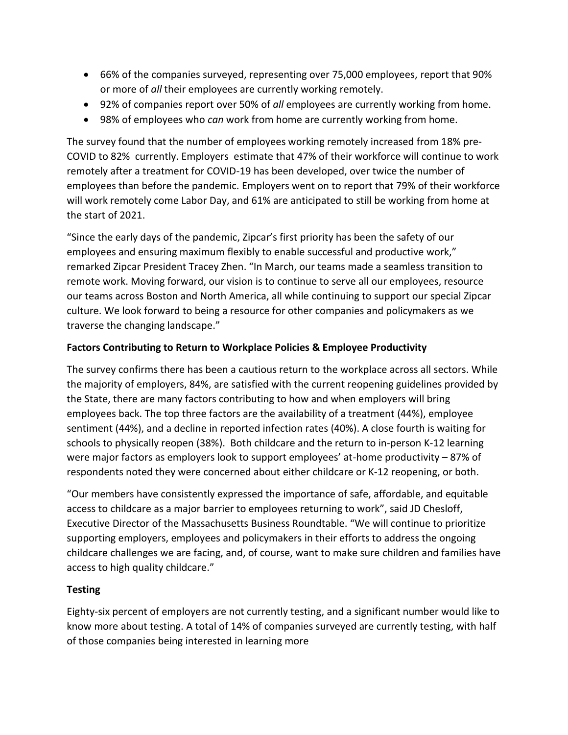- 66% of the companies surveyed, representing over 75,000 employees, report that 90% or more of *all* their employees are currently working remotely.
- 92% of companies report over 50% of *all* employees are currently working from home.
- 98% of employees who *can* work from home are currently working from home.

The survey found that the number of employees working remotely increased from 18% pre-COVID to 82% currently. Employers estimate that 47% of their workforce will continue to work remotely after a treatment for COVID-19 has been developed, over twice the number of employees than before the pandemic. Employers went on to report that 79% of their workforce will work remotely come Labor Day, and 61% are anticipated to still be working from home at the start of 2021.

"Since the early days of the pandemic, Zipcar's first priority has been the safety of our employees and ensuring maximum flexibly to enable successful and productive work," remarked Zipcar President Tracey Zhen. "In March, our teams made a seamless transition to remote work. Moving forward, our vision is to continue to serve all our employees, resource our teams across Boston and North America, all while continuing to support our special Zipcar culture. We look forward to being a resource for other companies and policymakers as we traverse the changing landscape."

**Factors Contributing to Return to Workplace Policies & Employee Productivity**

The survey confirms there has been a cautious return to the workplace across all sectors. While the majority of employers, 84%, are satisfied with the current reopening guidelines provided by the State, there are many factors contributing to how and when employers will bring employees back. The top three factors are the availability of a treatment (44%), employee sentiment (44%), and a decline in reported infection rates (40%). A close fourth is waiting for schools to physically reopen (38%). Both childcare and the return to in-person K-12 learning were major factors as employers look to support employees' at-home productivity – 87% of respondents noted they were concerned about either childcare or K-12 reopening, or both.

"Our members have consistently expressed the importance of safe, affordable, and equitable access to childcare as a major barrier to employees returning to work", said JD Chesloff, Executive Director of the Massachusetts Business Roundtable. "We will continue to prioritize supporting employers, employees and policymakers in their efforts to address the ongoing childcare challenges we are facing, and, of course, want to make sure children and families have access to high quality childcare."

**Testing**

Eighty-six percent of employers are not currently testing, and a significant number would like to know more about testing. A total of 14% of companies surveyed are currently testing, with half of those companies being interested in learning more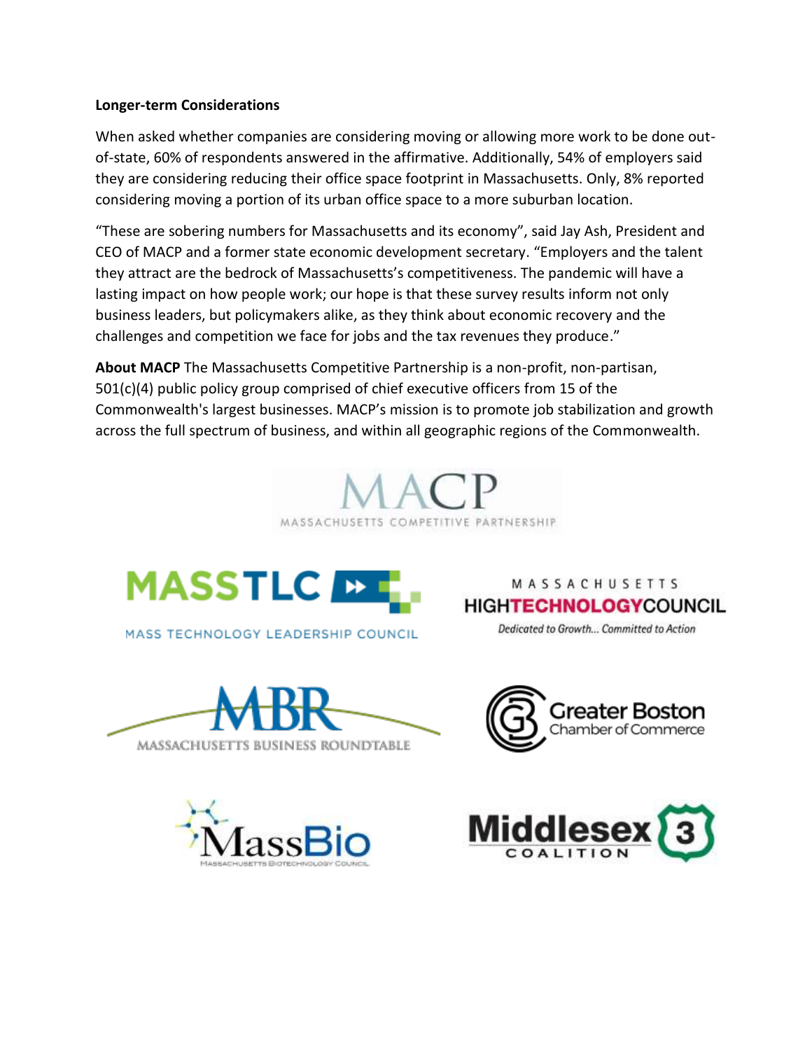**Longer-term Considerations**

When asked whether companies are considering moving or allowing more work to be done out-of-state, 60% of respondents answered in the affirmative. Additionally, 54% of employers said they are considering reducing their office space footprint in Massachusetts. Only, 8% reported considering moving a portion of its urban office space to a more suburban location.

“These are sobering numbers for Massachusetts and its economy”, said Jay Ash, President and CEO of MACP and a former state economic development secretary. “Employers and the talent they attract are the bedrock of Massachusetts’s competitiveness. The pandemic will have a lasting impact on how people work; our hope is that these survey results inform not only business leaders, but policymakers alike, as they think about economic recovery and the challenges and competition we face for jobs and the tax revenues they produce.”

**About MACP** The Massachusetts Competitive Partnership is a non-profit, non-partisan, 501(c)(4) public policy group comprised of chief executive officers from 15 of the Commonwealth's largest businesses. MACP’s mission is to promote job stabilization and growth across the full spectrum of business, and within all geographic regions of the Commonwealth.

MACP
MASSACHUSETTS COMPETITIVE PARTNERSHIP

MASSTLC
MASS TECHNOLOGY LEADERSHIP COUNCIL

MASSACHUSETTS HIGHTECHNOLOGYCOUNCIL
Dedicated to Growth... Committed to Action

MBR
MASSACHUSETTS BUSINESS ROUNDTABLE

Greater Boston Chamber of Commerce

MassBio
Massachusetts Biotechnology Council

Middlesex 3 Coalition